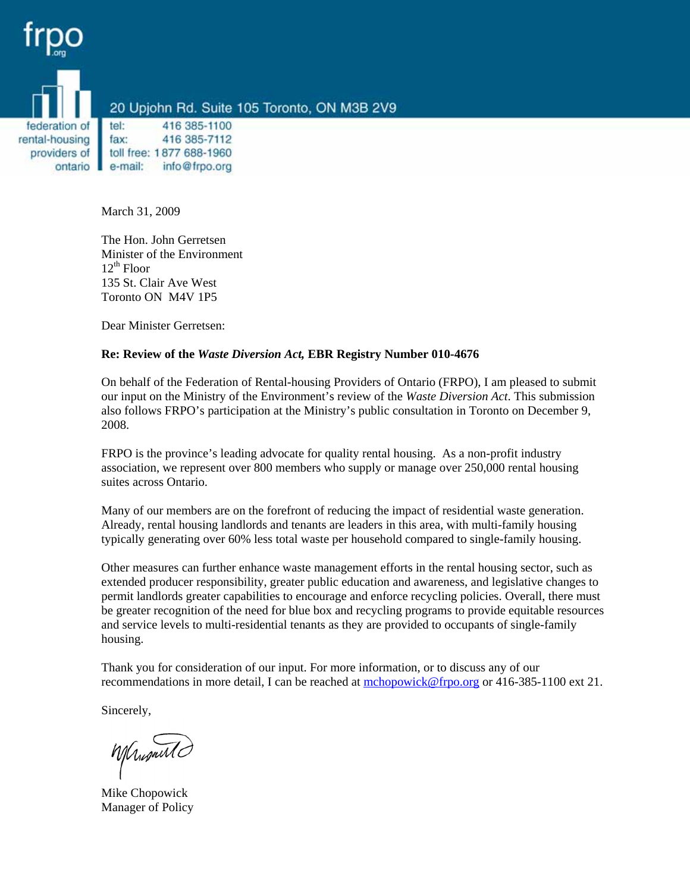frpo.org

federation of rental-housing providers of ontario

20 Upjohn Rd. Suite 105 Toronto, ON M3B 2V9

tel: 416 385-1100
fax: 416 385-7112
toll free: 1 877 688-1960
e-mail: info@frpo.org

March 31, 2009

The Hon. John Gerretsen
Minister of the Environment
12th Floor
135 St. Clair Ave West
Toronto ON M4V 1P5

Dear Minister Gerretsen:

**Re: Review of the *Waste Diversion Act*, EBR Registry Number 010-4676**

On behalf of the Federation of Rental-housing Providers of Ontario (FRPO), I am pleased to submit our input on the Ministry of the Environment's review of the *Waste Diversion Act*. This submission also follows FRPO's participation at the Ministry's public consultation in Toronto on December 9, 2008.

FRPO is the province's leading advocate for quality rental housing. As a non-profit industry association, we represent over 800 members who supply or manage over 250,000 rental housing suites across Ontario.

Many of our members are on the forefront of reducing the impact of residential waste generation. Already, rental housing landlords and tenants are leaders in this area, with multi-family housing typically generating over 60% less total waste per household compared to single-family housing.

Other measures can further enhance waste management efforts in the rental housing sector, such as extended producer responsibility, greater public education and awareness, and legislative changes to permit landlords greater capabilities to encourage and enforce recycling policies. Overall, there must be greater recognition of the need for blue box and recycling programs to provide equitable resources and service levels to multi-residential tenants as they are provided to occupants of single-family housing.

Thank you for consideration of our input. For more information, or to discuss any of our recommendations in more detail, I can be reached at mchopowick@frpo.org or 416-385-1100 ext 21.

Sincerely,

Mike Chopowick
Manager of Policy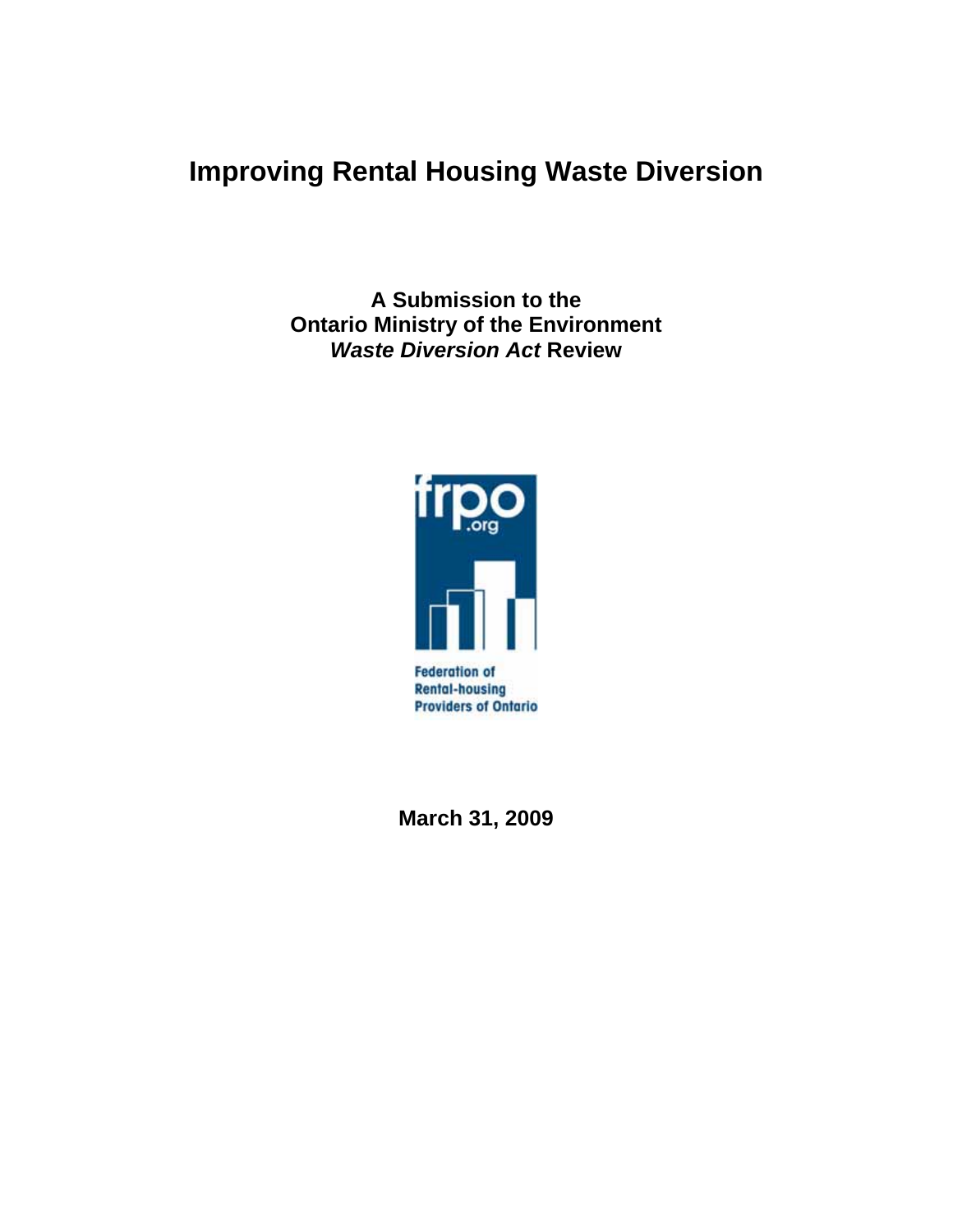# Improving Rental Housing Waste Diversion

**A Submission to the**
**Ontario Ministry of the Environment**
***Waste Diversion Act* Review**

frpo .org

Federation of Rental-housing Providers of Ontario

**March 31, 2009**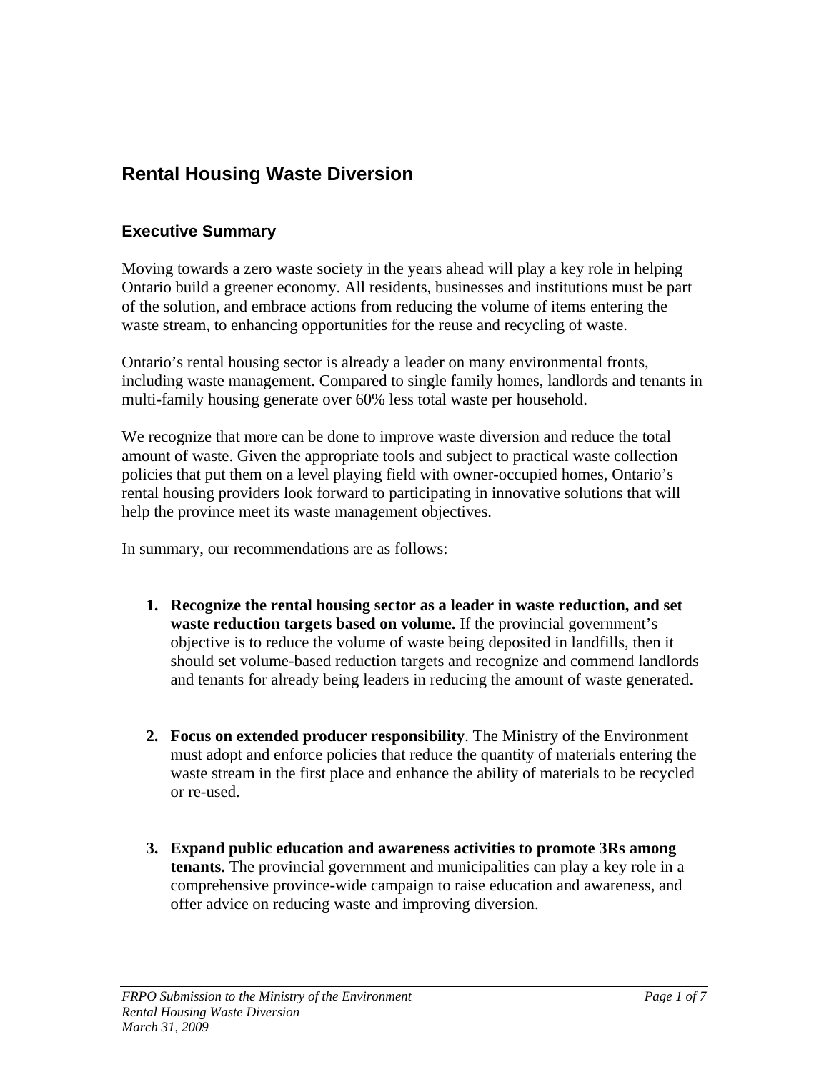# Rental Housing Waste Diversion

## Executive Summary

Moving towards a zero waste society in the years ahead will play a key role in helping Ontario build a greener economy. All residents, businesses and institutions must be part of the solution, and embrace actions from reducing the volume of items entering the waste stream, to enhancing opportunities for the reuse and recycling of waste.

Ontario's rental housing sector is already a leader on many environmental fronts, including waste management. Compared to single family homes, landlords and tenants in multi-family housing generate over 60% less total waste per household.

We recognize that more can be done to improve waste diversion and reduce the total amount of waste. Given the appropriate tools and subject to practical waste collection policies that put them on a level playing field with owner-occupied homes, Ontario's rental housing providers look forward to participating in innovative solutions that will help the province meet its waste management objectives.

In summary, our recommendations are as follows:

1. **Recognize the rental housing sector as a leader in waste reduction, and set waste reduction targets based on volume.** If the provincial government's objective is to reduce the volume of waste being deposited in landfills, then it should set volume-based reduction targets and recognize and commend landlords and tenants for already being leaders in reducing the amount of waste generated.

2. **Focus on extended producer responsibility**. The Ministry of the Environment must adopt and enforce policies that reduce the quantity of materials entering the waste stream in the first place and enhance the ability of materials to be recycled or re-used.

3. **Expand public education and awareness activities to promote 3Rs among tenants.** The provincial government and municipalities can play a key role in a comprehensive province-wide campaign to raise education and awareness, and offer advice on reducing waste and improving diversion.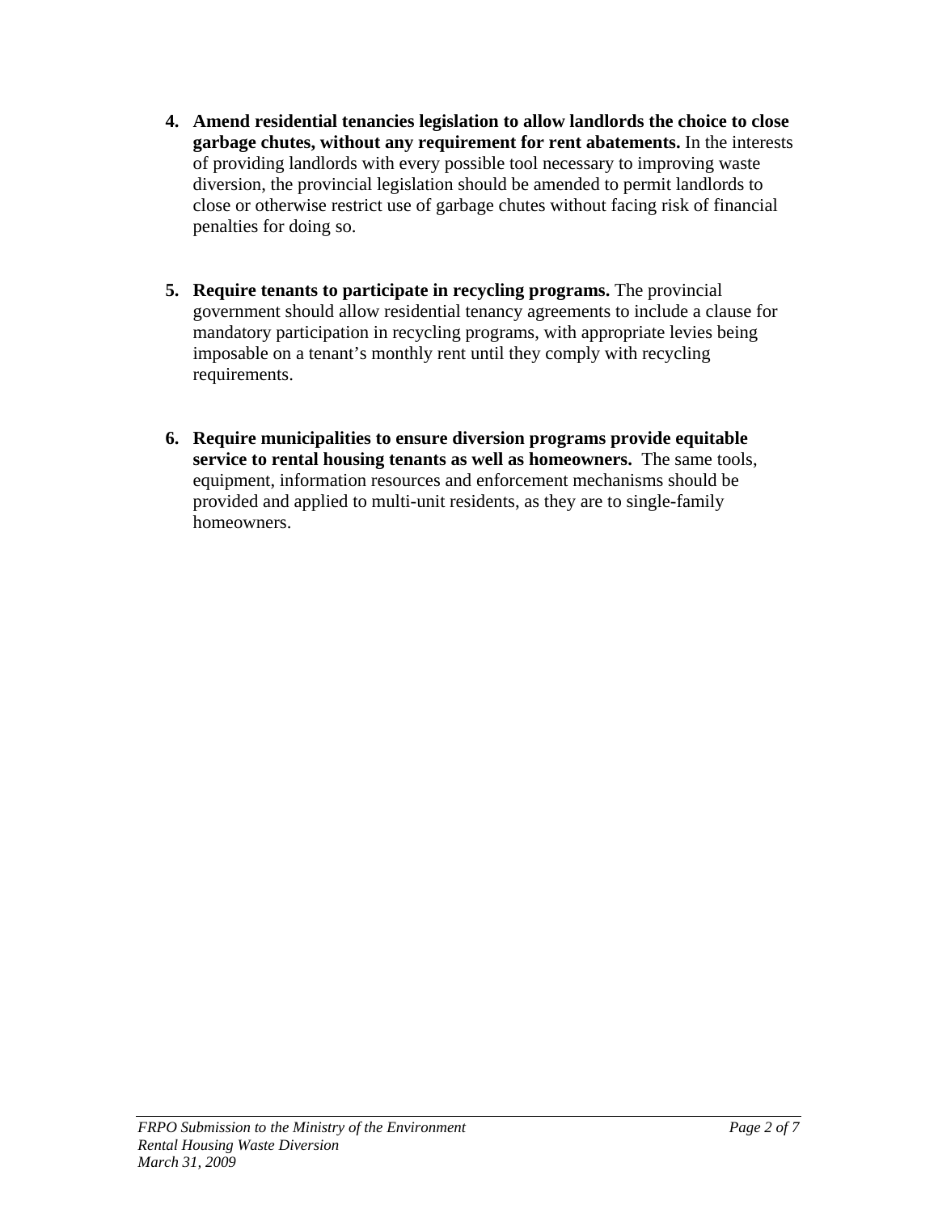4. **Amend residential tenancies legislation to allow landlords the choice to close garbage chutes, without any requirement for rent abatements.** In the interests of providing landlords with every possible tool necessary to improving waste diversion, the provincial legislation should be amended to permit landlords to close or otherwise restrict use of garbage chutes without facing risk of financial penalties for doing so.

5. **Require tenants to participate in recycling programs.** The provincial government should allow residential tenancy agreements to include a clause for mandatory participation in recycling programs, with appropriate levies being imposable on a tenant's monthly rent until they comply with recycling requirements.

6. **Require municipalities to ensure diversion programs provide equitable service to rental housing tenants as well as homeowners.** The same tools, equipment, information resources and enforcement mechanisms should be provided and applied to multi-unit residents, as they are to single-family homeowners.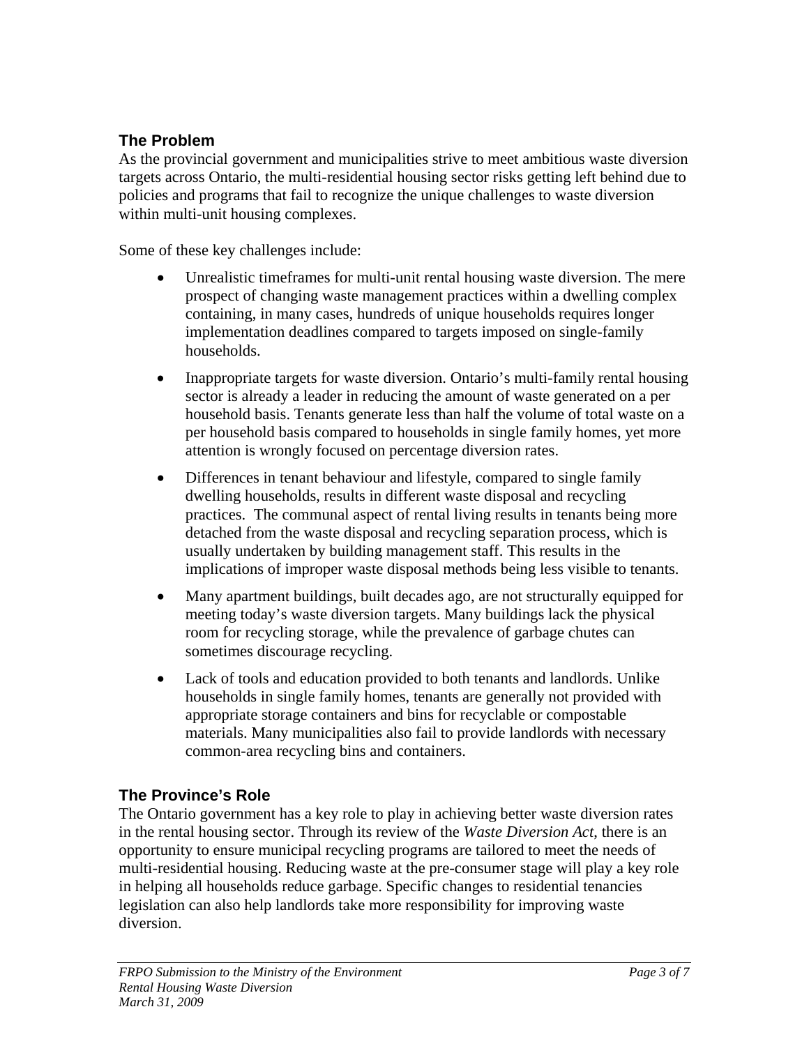## The Problem

As the provincial government and municipalities strive to meet ambitious waste diversion targets across Ontario, the multi-residential housing sector risks getting left behind due to policies and programs that fail to recognize the unique challenges to waste diversion within multi-unit housing complexes.

Some of these key challenges include:

- Unrealistic timeframes for multi-unit rental housing waste diversion. The mere prospect of changing waste management practices within a dwelling complex containing, in many cases, hundreds of unique households requires longer implementation deadlines compared to targets imposed on single-family households.
- Inappropriate targets for waste diversion. Ontario's multi-family rental housing sector is already a leader in reducing the amount of waste generated on a per household basis. Tenants generate less than half the volume of total waste on a per household basis compared to households in single family homes, yet more attention is wrongly focused on percentage diversion rates.
- Differences in tenant behaviour and lifestyle, compared to single family dwelling households, results in different waste disposal and recycling practices. The communal aspect of rental living results in tenants being more detached from the waste disposal and recycling separation process, which is usually undertaken by building management staff. This results in the implications of improper waste disposal methods being less visible to tenants.
- Many apartment buildings, built decades ago, are not structurally equipped for meeting today's waste diversion targets. Many buildings lack the physical room for recycling storage, while the prevalence of garbage chutes can sometimes discourage recycling.
- Lack of tools and education provided to both tenants and landlords. Unlike households in single family homes, tenants are generally not provided with appropriate storage containers and bins for recyclable or compostable materials. Many municipalities also fail to provide landlords with necessary common-area recycling bins and containers.

## The Province's Role

The Ontario government has a key role to play in achieving better waste diversion rates in the rental housing sector. Through its review of the *Waste Diversion Act*, there is an opportunity to ensure municipal recycling programs are tailored to meet the needs of multi-residential housing. Reducing waste at the pre-consumer stage will play a key role in helping all households reduce garbage. Specific changes to residential tenancies legislation can also help landlords take more responsibility for improving waste diversion.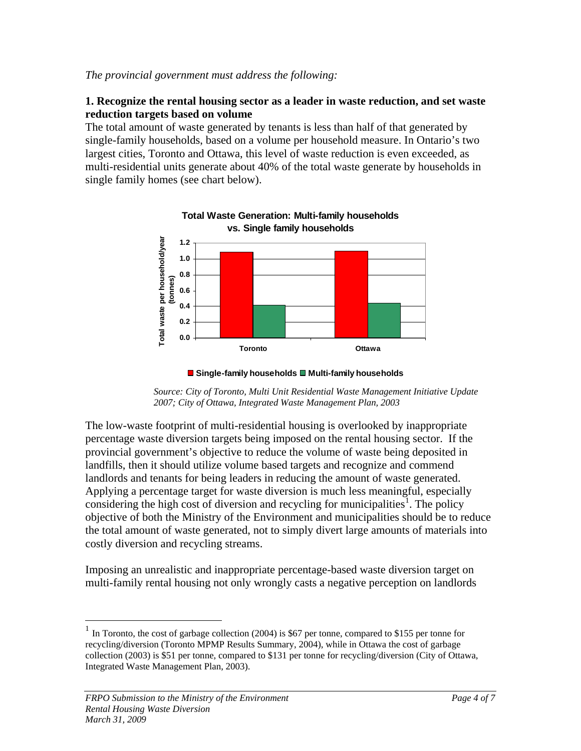*The provincial government must address the following:*

**1. Recognize the rental housing sector as a leader in waste reduction, and set waste reduction targets based on volume**

The total amount of waste generated by tenants is less than half of that generated by single-family households, based on a volume per household measure. In Ontario's two largest cities, Toronto and Ottawa, this level of waste reduction is even exceeded, as multi-residential units generate about 40% of the total waste generate by households in single family homes (see chart below).

**Total Waste Generation: Multi-family households vs. Single family households**

Total waste per household/year (tonnes)

1.2
1.0
0.8
0.6
0.4
0.2
0.0

Toronto
Ottawa

Single-family households
Multi-family households

*Source: City of Toronto, Multi Unit Residential Waste Management Initiative Update 2007; City of Ottawa, Integrated Waste Management Plan, 2003*

The low-waste footprint of multi-residential housing is overlooked by inappropriate percentage waste diversion targets being imposed on the rental housing sector. If the provincial government's objective to reduce the volume of waste being deposited in landfills, then it should utilize volume based targets and recognize and commend landlords and tenants for being leaders in reducing the amount of waste generated. Applying a percentage target for waste diversion is much less meaningful, especially considering the high cost of diversion and recycling for municipalities[1]. The policy objective of both the Ministry of the Environment and municipalities should be to reduce the total amount of waste generated, not to simply divert large amounts of materials into costly diversion and recycling streams.

Imposing an unrealistic and inappropriate percentage-based waste diversion target on multi-family rental housing not only wrongly casts a negative perception on landlords

[1] In Toronto, the cost of garbage collection (2004) is $67 per tonne, compared to $155 per tonne for recycling/diversion (Toronto MPMP Results Summary, 2004), while in Ottawa the cost of garbage collection (2003) is $51 per tonne, compared to $131 per tonne for recycling/diversion (City of Ottawa, Integrated Waste Management Plan, 2003).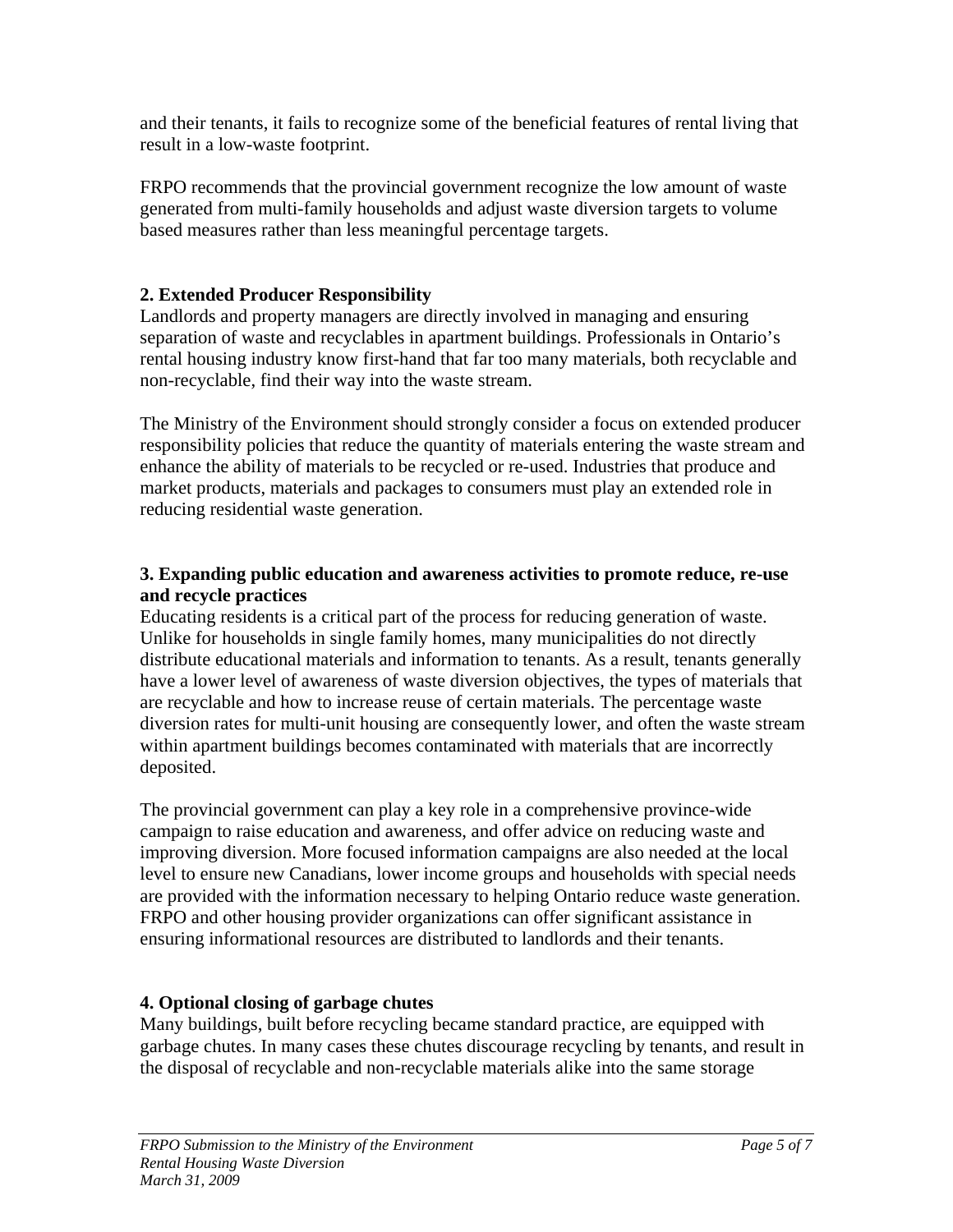and their tenants, it fails to recognize some of the beneficial features of rental living that result in a low-waste footprint.

FRPO recommends that the provincial government recognize the low amount of waste generated from multi-family households and adjust waste diversion targets to volume based measures rather than less meaningful percentage targets.

### 2. Extended Producer Responsibility

Landlords and property managers are directly involved in managing and ensuring separation of waste and recyclables in apartment buildings. Professionals in Ontario's rental housing industry know first-hand that far too many materials, both recyclable and non-recyclable, find their way into the waste stream.

The Ministry of the Environment should strongly consider a focus on extended producer responsibility policies that reduce the quantity of materials entering the waste stream and enhance the ability of materials to be recycled or re-used. Industries that produce and market products, materials and packages to consumers must play an extended role in reducing residential waste generation.

### 3. Expanding public education and awareness activities to promote reduce, re-use and recycle practices

Educating residents is a critical part of the process for reducing generation of waste. Unlike for households in single family homes, many municipalities do not directly distribute educational materials and information to tenants. As a result, tenants generally have a lower level of awareness of waste diversion objectives, the types of materials that are recyclable and how to increase reuse of certain materials. The percentage waste diversion rates for multi-unit housing are consequently lower, and often the waste stream within apartment buildings becomes contaminated with materials that are incorrectly deposited.

The provincial government can play a key role in a comprehensive province-wide campaign to raise education and awareness, and offer advice on reducing waste and improving diversion. More focused information campaigns are also needed at the local level to ensure new Canadians, lower income groups and households with special needs are provided with the information necessary to helping Ontario reduce waste generation. FRPO and other housing provider organizations can offer significant assistance in ensuring informational resources are distributed to landlords and their tenants.

### 4. Optional closing of garbage chutes

Many buildings, built before recycling became standard practice, are equipped with garbage chutes. In many cases these chutes discourage recycling by tenants, and result in the disposal of recyclable and non-recyclable materials alike into the same storage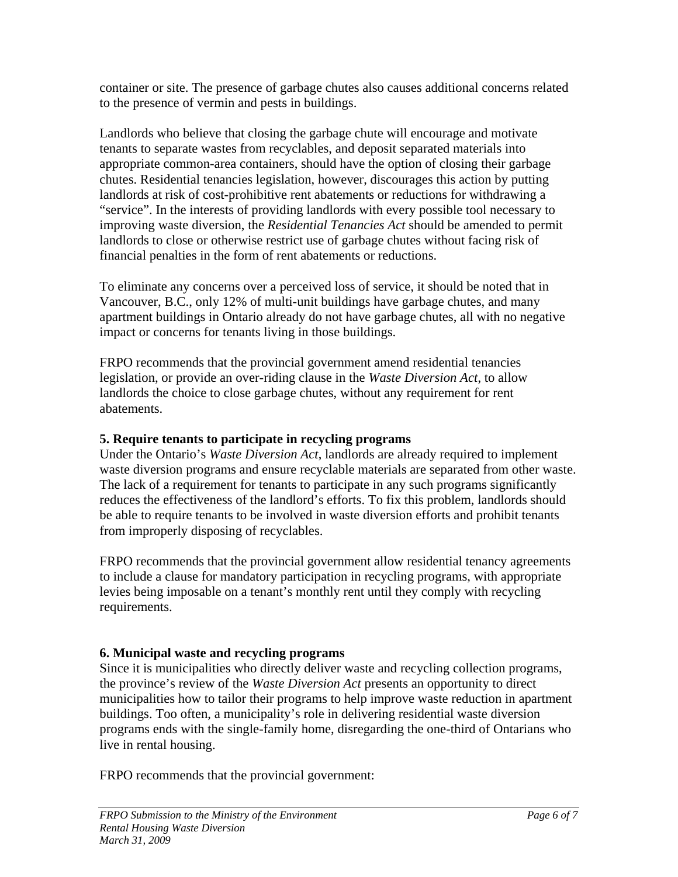container or site. The presence of garbage chutes also causes additional concerns related to the presence of vermin and pests in buildings.

Landlords who believe that closing the garbage chute will encourage and motivate tenants to separate wastes from recyclables, and deposit separated materials into appropriate common-area containers, should have the option of closing their garbage chutes. Residential tenancies legislation, however, discourages this action by putting landlords at risk of cost-prohibitive rent abatements or reductions for withdrawing a "service". In the interests of providing landlords with every possible tool necessary to improving waste diversion, the *Residential Tenancies Act* should be amended to permit landlords to close or otherwise restrict use of garbage chutes without facing risk of financial penalties in the form of rent abatements or reductions.

To eliminate any concerns over a perceived loss of service, it should be noted that in Vancouver, B.C., only 12% of multi-unit buildings have garbage chutes, and many apartment buildings in Ontario already do not have garbage chutes, all with no negative impact or concerns for tenants living in those buildings.

FRPO recommends that the provincial government amend residential tenancies legislation, or provide an over-riding clause in the *Waste Diversion Act*, to allow landlords the choice to close garbage chutes, without any requirement for rent abatements.

### 5. Require tenants to participate in recycling programs

Under the Ontario's *Waste Diversion Act*, landlords are already required to implement waste diversion programs and ensure recyclable materials are separated from other waste. The lack of a requirement for tenants to participate in any such programs significantly reduces the effectiveness of the landlord's efforts. To fix this problem, landlords should be able to require tenants to be involved in waste diversion efforts and prohibit tenants from improperly disposing of recyclables.

FRPO recommends that the provincial government allow residential tenancy agreements to include a clause for mandatory participation in recycling programs, with appropriate levies being imposable on a tenant's monthly rent until they comply with recycling requirements.

### 6. Municipal waste and recycling programs

Since it is municipalities who directly deliver waste and recycling collection programs, the province's review of the *Waste Diversion Act* presents an opportunity to direct municipalities how to tailor their programs to help improve waste reduction in apartment buildings. Too often, a municipality's role in delivering residential waste diversion programs ends with the single-family home, disregarding the one-third of Ontarians who live in rental housing.

FRPO recommends that the provincial government: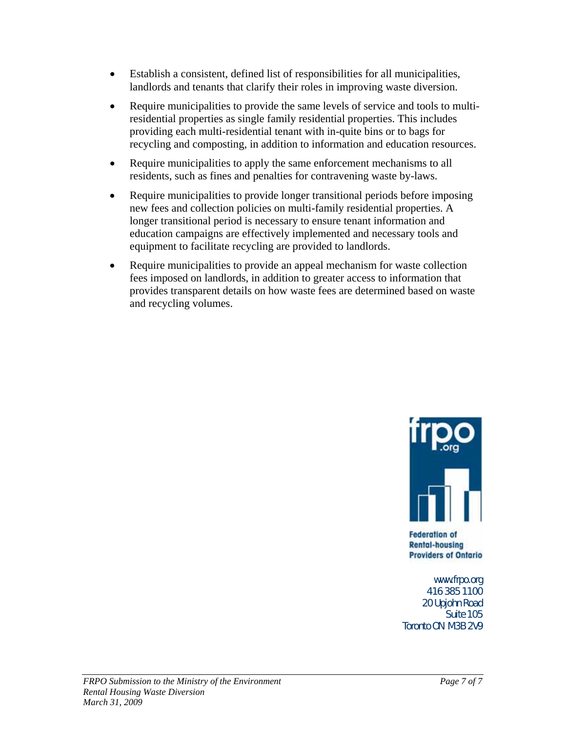- Establish a consistent, defined list of responsibilities for all municipalities, landlords and tenants that clarify their roles in improving waste diversion.
- Require municipalities to provide the same levels of service and tools to multi-residential properties as single family residential properties. This includes providing each multi-residential tenant with in-quite bins or to bags for recycling and composting, in addition to information and education resources.
- Require municipalities to apply the same enforcement mechanisms to all residents, such as fines and penalties for contravening waste by-laws.
- Require municipalities to provide longer transitional periods before imposing new fees and collection policies on multi-family residential properties. A longer transitional period is necessary to ensure tenant information and education campaigns are effectively implemented and necessary tools and equipment to facilitate recycling are provided to landlords.
- Require municipalities to provide an appeal mechanism for waste collection fees imposed on landlords, in addition to greater access to information that provides transparent details on how waste fees are determined based on waste and recycling volumes.

frpo.org

Federation of
Rental-housing
Providers of Ontario

www.frpo.org
416 385 1100
20 Upjohn Road
Suite 105
Toronto ON M3B 2V9